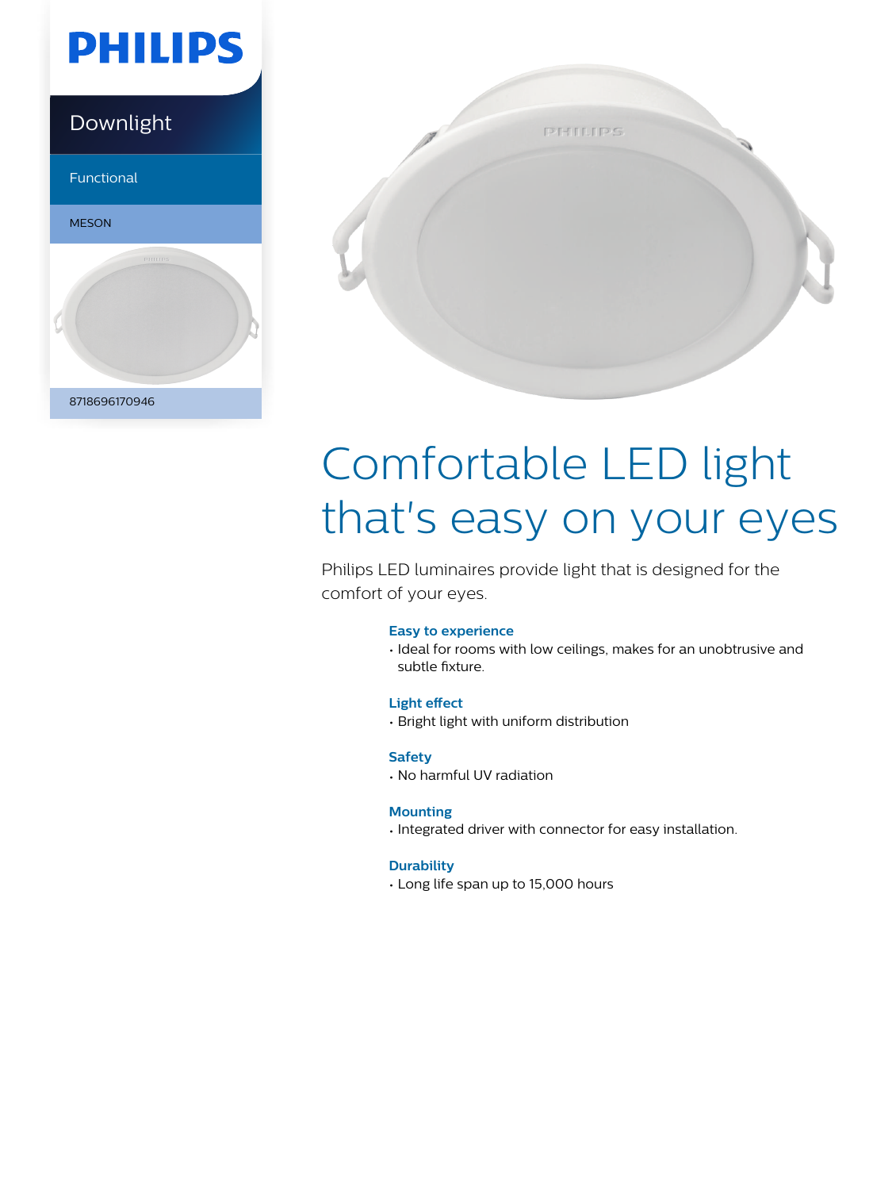PHILIPS

Downlight

Functional

MESON

8718696170946

# Comfortable LED light that's easy on your eyes

Philips LED luminaires provide light that is designed for the comfort of your eyes.

### Easy to experience

- Ideal for rooms with low ceilings, makes for an unobtrusive and subtle fixture.

### Light effect

- Bright light with uniform distribution

### Safety

- No harmful UV radiation

### Mounting

- Integrated driver with connector for easy installation.

### Durability

- Long life span up to 15,000 hours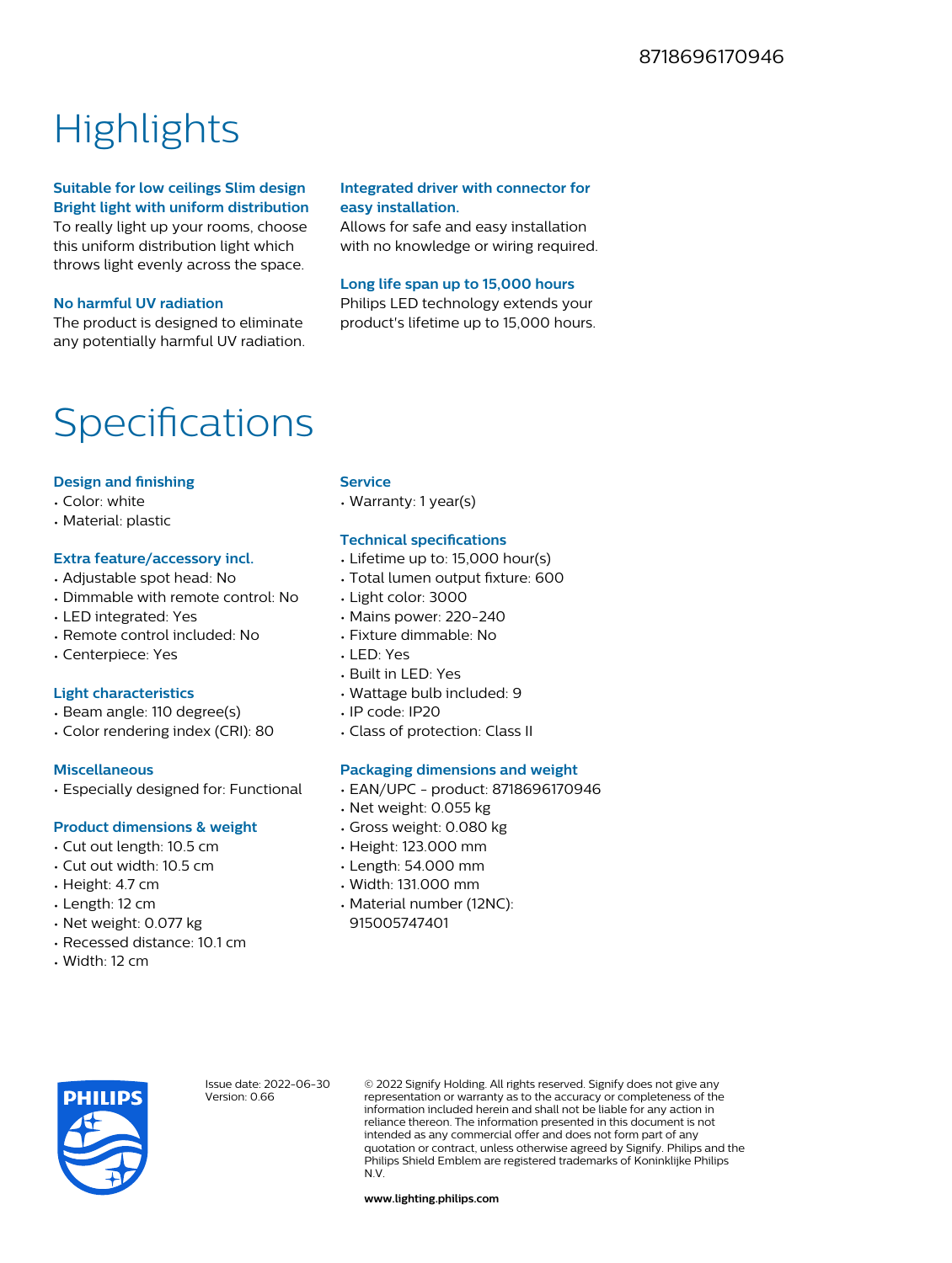8718696170946

# Highlights

### Suitable for low ceilings Slim design Bright light with uniform distribution

To really light up your rooms, choose this uniform distribution light which throws light evenly across the space.

### No harmful UV radiation

The product is designed to eliminate any potentially harmful UV radiation.

### Integrated driver with connector for easy installation.

Allows for safe and easy installation with no knowledge or wiring required.

### Long life span up to 15,000 hours

Philips LED technology extends your product's lifetime up to 15,000 hours.

# Specifications

### Design and finishing

- Color: white
- Material: plastic

### Extra feature/accessory incl.

- Adjustable spot head: No
- Dimmable with remote control: No
- LED integrated: Yes
- Remote control included: No
- Centerpiece: Yes

### Light characteristics

- Beam angle: 110 degree(s)
- Color rendering index (CRI): 80

### Miscellaneous

- Especially designed for: Functional

### Product dimensions & weight

- Cut out length: 10.5 cm
- Cut out width: 10.5 cm
- Height: 4.7 cm
- Length: 12 cm
- Net weight: 0.077 kg
- Recessed distance: 10.1 cm
- Width: 12 cm

### Service

- Warranty: 1 year(s)

### Technical specifications

- Lifetime up to: 15,000 hour(s)
- Total lumen output fixture: 600
- Light color: 3000
- Mains power: 220-240
- Fixture dimmable: No
- LED: Yes
- Built in LED: Yes
- Wattage bulb included: 9
- IP code: IP20
- Class of protection: Class II

### Packaging dimensions and weight

- EAN/UPC - product: 8718696170946
- Net weight: 0.055 kg
- Gross weight: 0.080 kg
- Height: 123.000 mm
- Length: 54.000 mm
- Width: 131.000 mm
- Material number (12NC): 915005747401

Issue date: 2022-06-30
Version: 0.66

© 2022 Signify Holding. All rights reserved. Signify does not give any representation or warranty as to the accuracy or completeness of the information included herein and shall not be liable for any action in reliance thereon. The information presented in this document is not intended as any commercial offer and does not form part of any quotation or contract, unless otherwise agreed by Signify. Philips and the Philips Shield Emblem are registered trademarks of Koninklijke Philips N.V.

**www.lighting.philips.com**